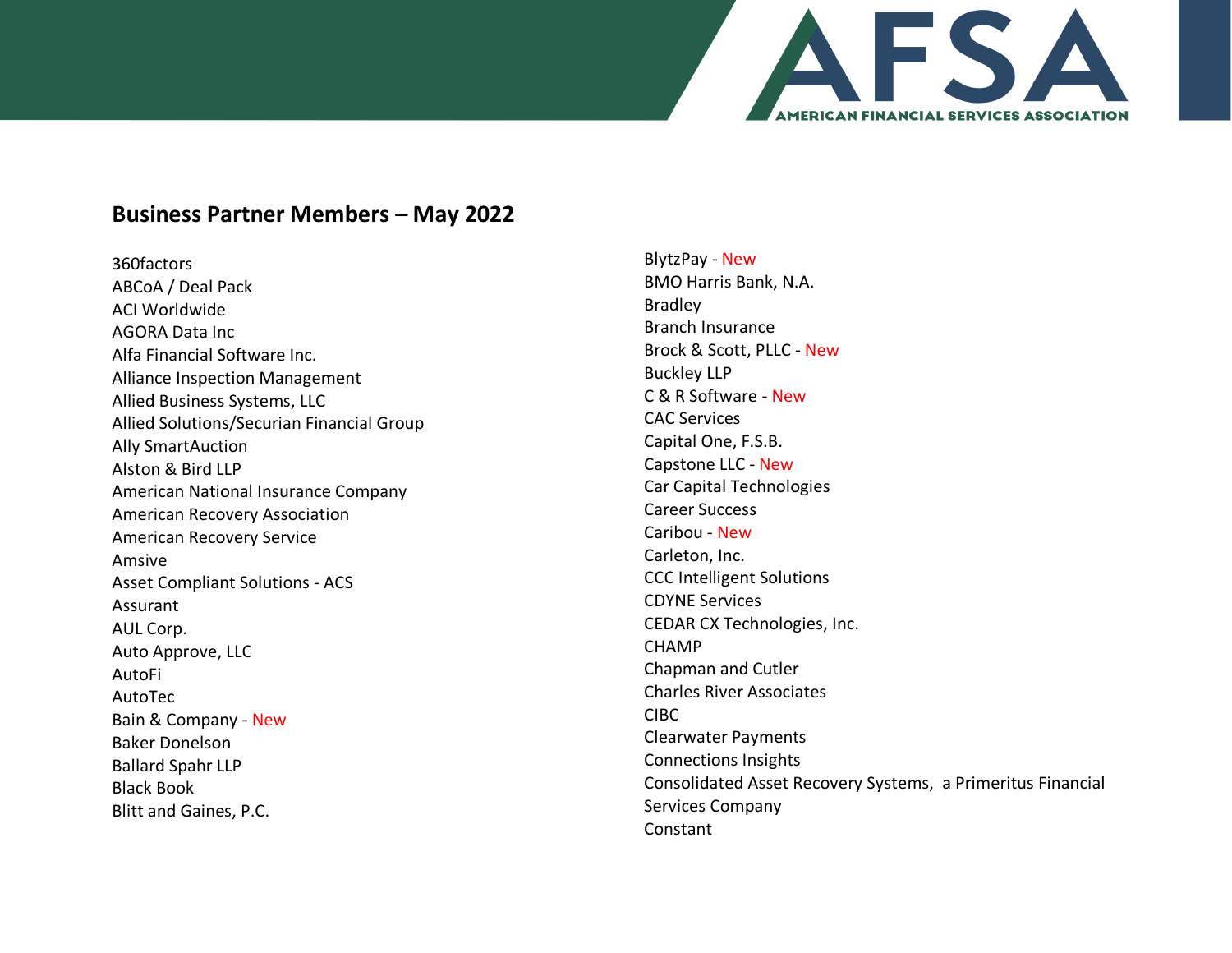## Business Partner Members – May 2022

360factors
ABCoA / Deal Pack
ACI Worldwide
AGORA Data Inc
Alfa Financial Software Inc.
Alliance Inspection Management
Allied Business Systems, LLC
Allied Solutions/Securian Financial Group
Ally SmartAuction
Alston & Bird LLP
American National Insurance Company
American Recovery Association
American Recovery Service
Amsive
Asset Compliant Solutions - ACS
Assurant
AUL Corp.
Auto Approve, LLC
AutoFi
AutoTec
Bain & Company - New
Baker Donelson
Ballard Spahr LLP
Black Book
Blitt and Gaines, P.C.
BlytzPay - New
BMO Harris Bank, N.A.
Bradley
Branch Insurance
Brock & Scott, PLLC - New
Buckley LLP
C & R Software - New
CAC Services
Capital One, F.S.B.
Capstone LLC - New
Car Capital Technologies
Career Success
Caribou - New
Carleton, Inc.
CCC Intelligent Solutions
CDYNE Services
CEDAR CX Technologies, Inc.
CHAMP
Chapman and Cutler
Charles River Associates
CIBC
Clearwater Payments
Connections Insights
Consolidated Asset Recovery Systems, a Primeritus Financial Services Company
Constant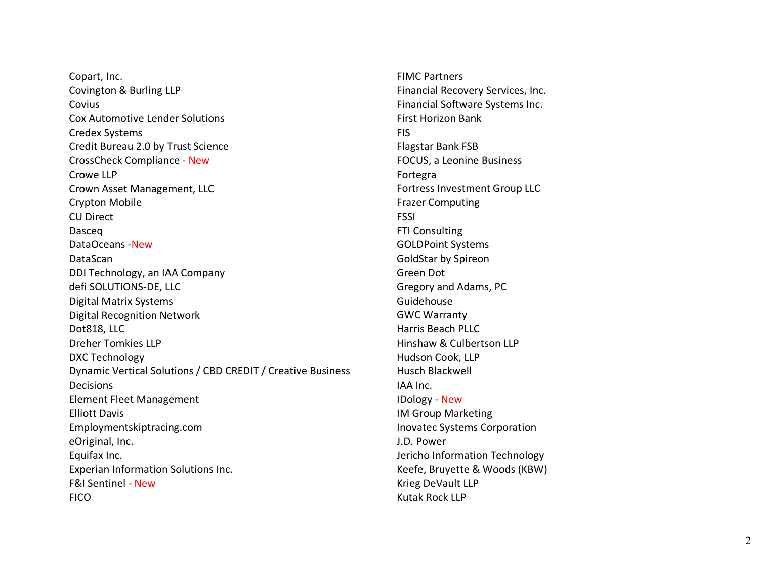Copart, Inc.
Covington & Burling LLP
Covius
Cox Automotive Lender Solutions
Credex Systems
Credit Bureau 2.0 by Trust Science
CrossCheck Compliance - New
Crowe LLP
Crown Asset Management, LLC
Crypton Mobile
CU Direct
Dasceq
DataOceans -New
DataScan
DDI Technology, an IAA Company
defi SOLUTIONS-DE, LLC
Digital Matrix Systems
Digital Recognition Network
Dot818, LLC
Dreher Tomkies LLP
DXC Technology
Dynamic Vertical Solutions / CBD CREDIT / Creative Business Decisions
Element Fleet Management
Elliott Davis
Employmentskiptracing.com
eOriginal, Inc.
Equifax Inc.
Experian Information Solutions Inc.
F&I Sentinel - New
FICO
FIMC Partners
Financial Recovery Services, Inc.
Financial Software Systems Inc.
First Horizon Bank
FIS
Flagstar Bank FSB
FOCUS, a Leonine Business
Fortegra
Fortress Investment Group LLC
Frazer Computing
FSSI
FTI Consulting
GOLDPoint Systems
GoldStar by Spireon
Green Dot
Gregory and Adams, PC
Guidehouse
GWC Warranty
Harris Beach PLLC
Hinshaw & Culbertson LLP
Hudson Cook, LLP
Husch Blackwell
IAA Inc.
IDology - New
IM Group Marketing
Inovatec Systems Corporation
J.D. Power
Jericho Information Technology
Keefe, Bruyette & Woods (KBW)
Krieg DeVault LLP
Kutak Rock LLP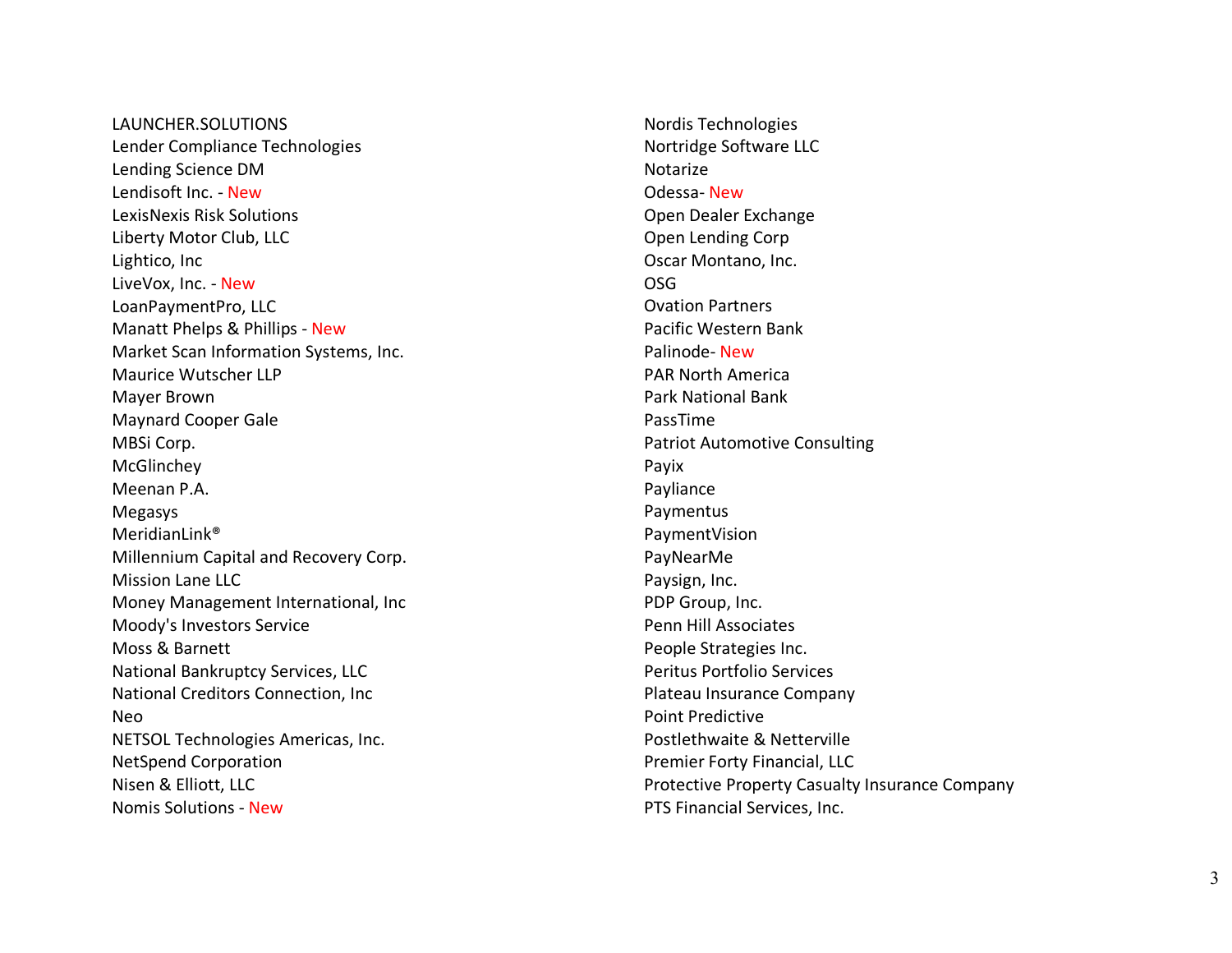LAUNCHER.SOLUTIONS
Lender Compliance Technologies
Lending Science DM
Lendisoft Inc. - New
LexisNexis Risk Solutions
Liberty Motor Club, LLC
Lightico, Inc
LiveVox, Inc. - New
LoanPaymentPro, LLC
Manatt Phelps & Phillips - New
Market Scan Information Systems, Inc.
Maurice Wutscher LLP
Mayer Brown
Maynard Cooper Gale
MBSi Corp.
McGlinchey
Meenan P.A.
Megasys
MeridianLink®
Millennium Capital and Recovery Corp.
Mission Lane LLC
Money Management International, Inc
Moody's Investors Service
Moss & Barnett
National Bankruptcy Services, LLC
National Creditors Connection, Inc
Neo
NETSOL Technologies Americas, Inc.
NetSpend Corporation
Nisen & Elliott, LLC
Nomis Solutions - New
Nordis Technologies
Nortridge Software LLC
Notarize
Odessa- New
Open Dealer Exchange
Open Lending Corp
Oscar Montano, Inc.
OSG
Ovation Partners
Pacific Western Bank
Palinode- New
PAR North America
Park National Bank
PassTime
Patriot Automotive Consulting
Payix
Payliance
Paymentus
PaymentVision
PayNearMe
Paysign, Inc.
PDP Group, Inc.
Penn Hill Associates
People Strategies Inc.
Peritus Portfolio Services
Plateau Insurance Company
Point Predictive
Postlethwaite & Netterville
Premier Forty Financial, LLC
Protective Property Casualty Insurance Company
PTS Financial Services, Inc.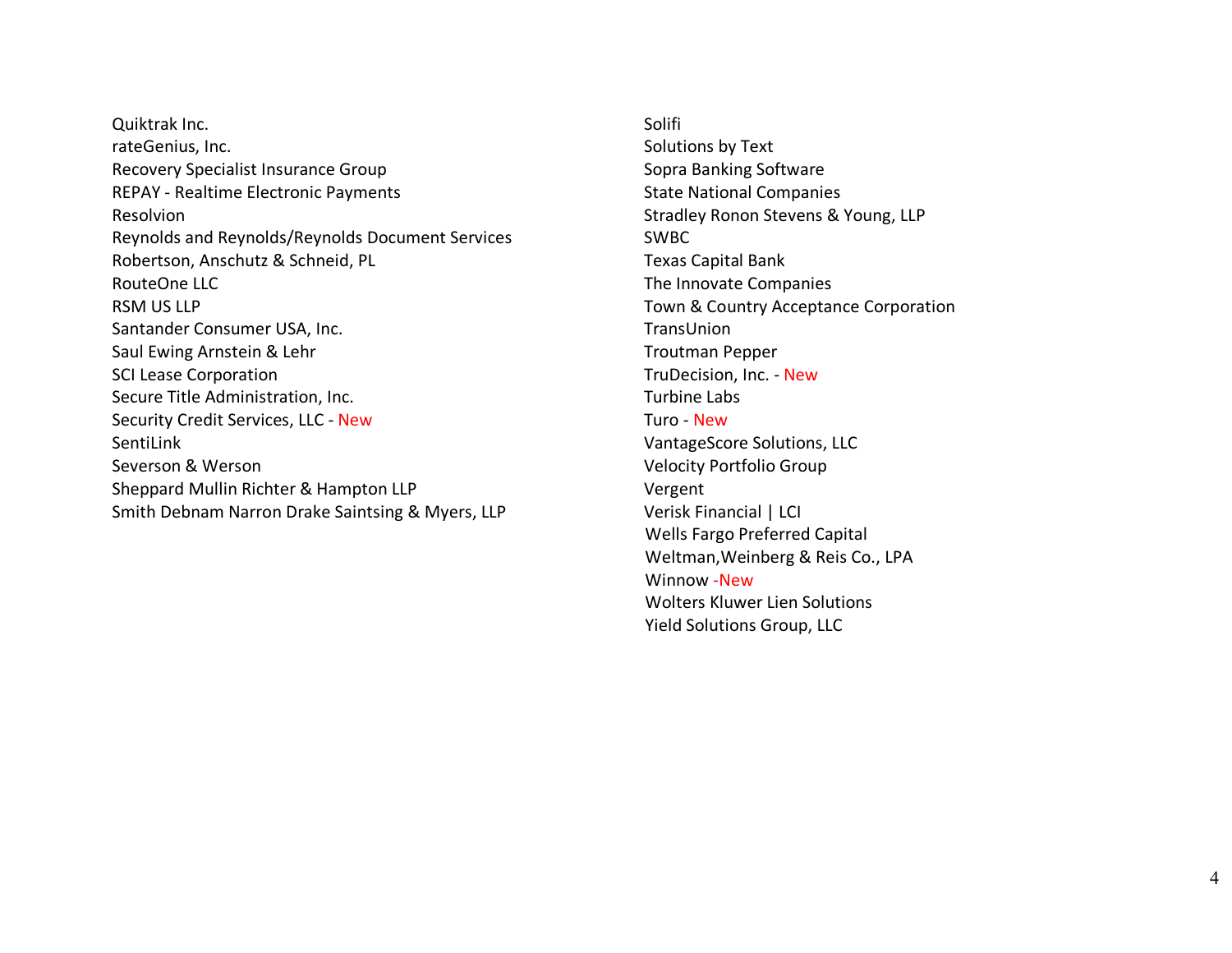Quiktrak Inc.
rateGenius, Inc.
Recovery Specialist Insurance Group
REPAY - Realtime Electronic Payments
Resolvion
Reynolds and Reynolds/Reynolds Document Services
Robertson, Anschutz & Schneid, PL
RouteOne LLC
RSM US LLP
Santander Consumer USA, Inc.
Saul Ewing Arnstein & Lehr
SCI Lease Corporation
Secure Title Administration, Inc.
Security Credit Services, LLC - New
SentiLink
Severson & Werson
Sheppard Mullin Richter & Hampton LLP
Smith Debnam Narron Drake Saintsing & Myers, LLP
Solifi
Solutions by Text
Sopra Banking Software
State National Companies
Stradley Ronon Stevens & Young, LLP
SWBC
Texas Capital Bank
The Innovate Companies
Town & Country Acceptance Corporation
TransUnion
Troutman Pepper
TruDecision, Inc. - New
Turbine Labs
Turo - New
VantageScore Solutions, LLC
Velocity Portfolio Group
Vergent
Verisk Financial | LCI
Wells Fargo Preferred Capital
Weltman,Weinberg & Reis Co., LPA
Winnow -New
Wolters Kluwer Lien Solutions
Yield Solutions Group, LLC